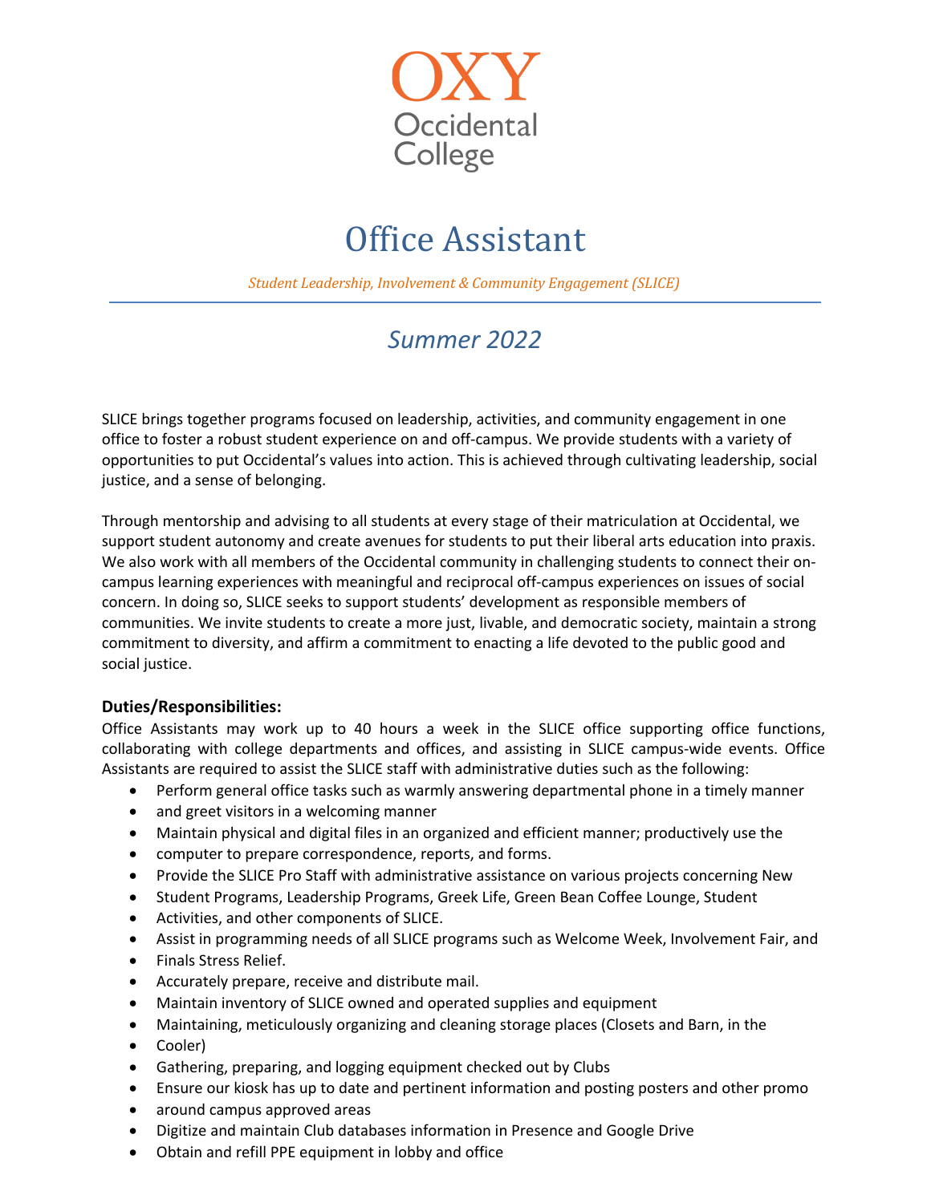OXY
Occidental
College

# Office Assistant

*Student Leadership, Involvement & Community Engagement (SLICE)*

## *Summer 2022*

SLICE brings together programs focused on leadership, activities, and community engagement in one office to foster a robust student experience on and off-campus. We provide students with a variety of opportunities to put Occidental's values into action. This is achieved through cultivating leadership, social justice, and a sense of belonging.

Through mentorship and advising to all students at every stage of their matriculation at Occidental, we support student autonomy and create avenues for students to put their liberal arts education into praxis. We also work with all members of the Occidental community in challenging students to connect their on-campus learning experiences with meaningful and reciprocal off-campus experiences on issues of social concern. In doing so, SLICE seeks to support students' development as responsible members of communities. We invite students to create a more just, livable, and democratic society, maintain a strong commitment to diversity, and affirm a commitment to enacting a life devoted to the public good and social justice.

### Duties/Responsibilities:

Office Assistants may work up to 40 hours a week in the SLICE office supporting office functions, collaborating with college departments and offices, and assisting in SLICE campus-wide events. Office Assistants are required to assist the SLICE staff with administrative duties such as the following:

- Perform general office tasks such as warmly answering departmental phone in a timely manner
- and greet visitors in a welcoming manner
- Maintain physical and digital files in an organized and efficient manner; productively use the
- computer to prepare correspondence, reports, and forms.
- Provide the SLICE Pro Staff with administrative assistance on various projects concerning New
- Student Programs, Leadership Programs, Greek Life, Green Bean Coffee Lounge, Student
- Activities, and other components of SLICE.
- Assist in programming needs of all SLICE programs such as Welcome Week, Involvement Fair, and
- Finals Stress Relief.
- Accurately prepare, receive and distribute mail.
- Maintain inventory of SLICE owned and operated supplies and equipment
- Maintaining, meticulously organizing and cleaning storage places (Closets and Barn, in the
- Cooler)
- Gathering, preparing, and logging equipment checked out by Clubs
- Ensure our kiosk has up to date and pertinent information and posting posters and other promo
- around campus approved areas
- Digitize and maintain Club databases information in Presence and Google Drive
- Obtain and refill PPE equipment in lobby and office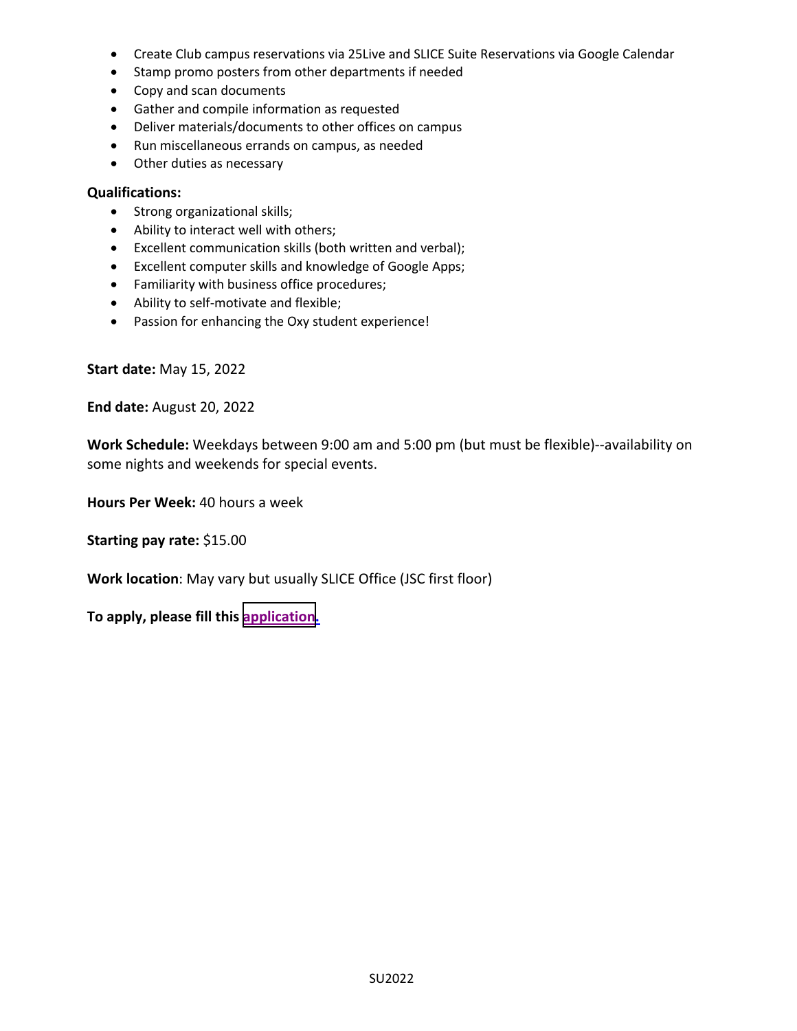- Create Club campus reservations via 25Live and SLICE Suite Reservations via Google Calendar
- Stamp promo posters from other departments if needed
- Copy and scan documents
- Gather and compile information as requested
- Deliver materials/documents to other offices on campus
- Run miscellaneous errands on campus, as needed
- Other duties as necessary

**Qualifications:**

- Strong organizational skills;
- Ability to interact well with others;
- Excellent communication skills (both written and verbal);
- Excellent computer skills and knowledge of Google Apps;
- Familiarity with business office procedures;
- Ability to self-motivate and flexible;
- Passion for enhancing the Oxy student experience!

**Start date:** May 15, 2022

**End date:** August 20, 2022

**Work Schedule:** Weekdays between 9:00 am and 5:00 pm (but must be flexible)--availability on some nights and weekends for special events.

**Hours Per Week:** 40 hours a week

**Starting pay rate:** $15.00

**Work location**: May vary but usually SLICE Office (JSC first floor)

**To apply, please fill this application.**

SU2022